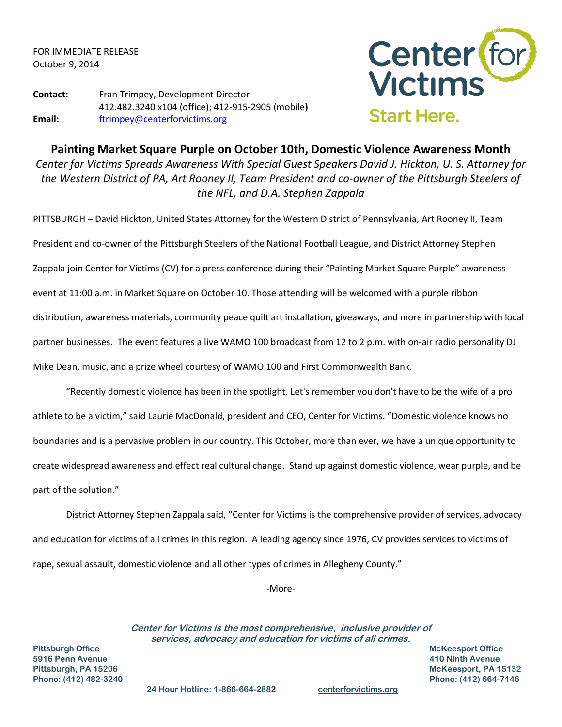FOR IMMEDIATE RELEASE:
October 9, 2014

**Contact:** Fran Trimpey, Development Director
412.482.3240 x104 (office); 412-915-2905 (mobile)
**Email:** ftrimpey@centerforvictims.org

Center for Victims
Start Here.

# Painting Market Square Purple on October 10th, Domestic Violence Awareness Month

*Center for Victims Spreads Awareness With Special Guest Speakers David J. Hickton, U. S. Attorney for the Western District of PA, Art Rooney II, Team President and co-owner of the Pittsburgh Steelers of the NFL, and D.A. Stephen Zappala*

PITTSBURGH – David Hickton, United States Attorney for the Western District of Pennsylvania, Art Rooney II, Team President and co-owner of the Pittsburgh Steelers of the National Football League, and District Attorney Stephen Zappala join Center for Victims (CV) for a press conference during their "Painting Market Square Purple" awareness event at 11:00 a.m. in Market Square on October 10. Those attending will be welcomed with a purple ribbon distribution, awareness materials, community peace quilt art installation, giveaways, and more in partnership with local partner businesses. The event features a live WAMO 100 broadcast from 12 to 2 p.m. with on-air radio personality DJ Mike Dean, music, and a prize wheel courtesy of WAMO 100 and First Commonwealth Bank.

"Recently domestic violence has been in the spotlight. Let's remember you don't have to be the wife of a pro athlete to be a victim," said Laurie MacDonald, president and CEO, Center for Victims. "Domestic violence knows no boundaries and is a pervasive problem in our country. This October, more than ever, we have a unique opportunity to create widespread awareness and effect real cultural change. Stand up against domestic violence, wear purple, and be part of the solution."

District Attorney Stephen Zappala said, "Center for Victims is the comprehensive provider of services, advocacy and education for victims of all crimes in this region. A leading agency since 1976, CV provides services to victims of rape, sexual assault, domestic violence and all other types of crimes in Allegheny County."

-More-

*Center for Victims is the most comprehensive, inclusive provider of services, advocacy and education for victims of all crimes.*

**Pittsburgh Office**
**5916 Penn Avenue**
**Pittsburgh, PA 15206**
**Phone: (412) 482-3240**

**McKeesport Office**
**410 Ninth Avenue**
**McKeesport, PA 15132**
**Phone: (412) 664-7146**

**24 Hour Hotline: 1-866-664-2882** centerforvictims.org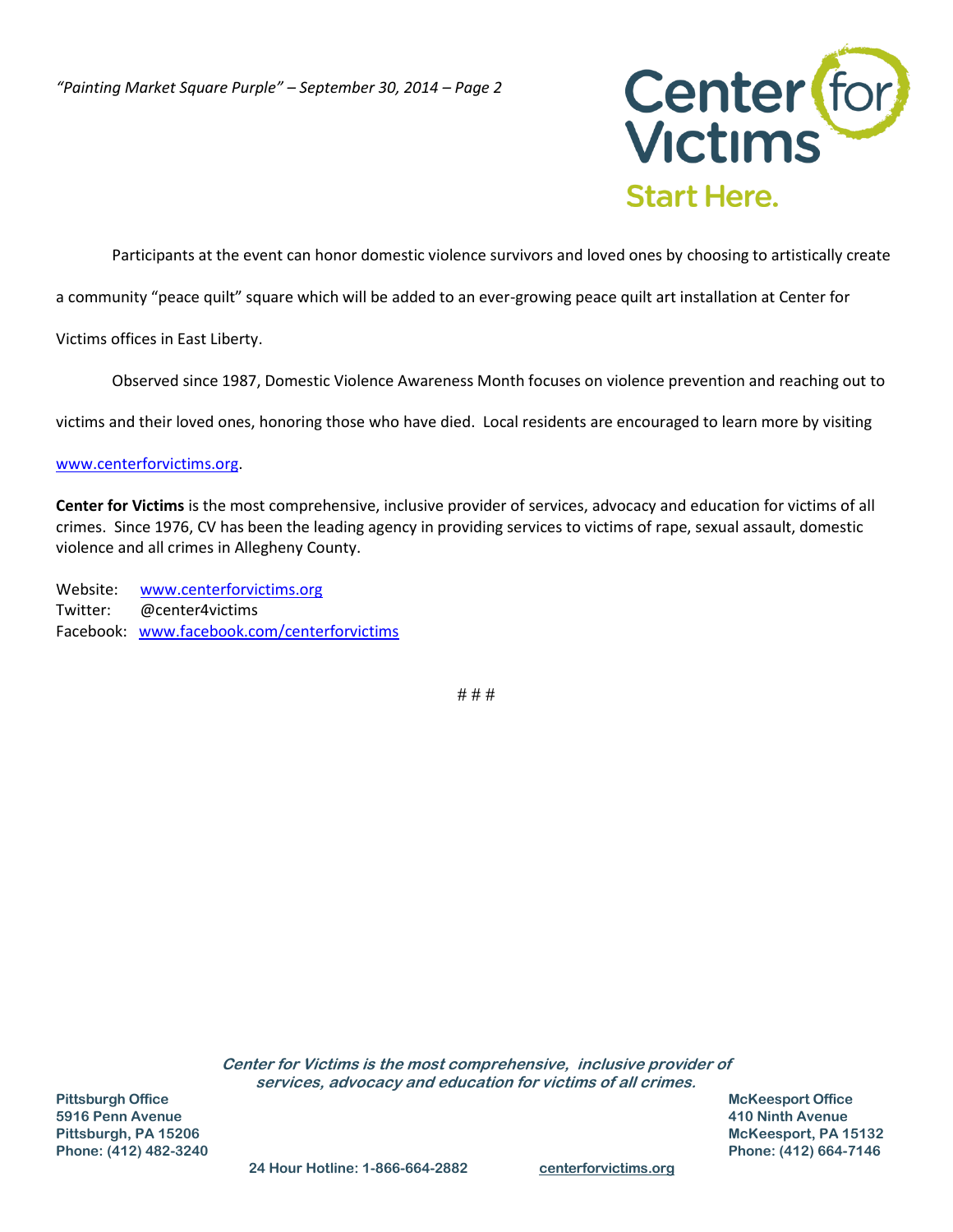Participants at the event can honor domestic violence survivors and loved ones by choosing to artistically create a community "peace quilt" square which will be added to an ever-growing peace quilt art installation at Center for Victims offices in East Liberty.

Observed since 1987, Domestic Violence Awareness Month focuses on violence prevention and reaching out to victims and their loved ones, honoring those who have died. Local residents are encouraged to learn more by visiting www.centerforvictims.org.

**Center for Victims** is the most comprehensive, inclusive provider of services, advocacy and education for victims of all crimes. Since 1976, CV has been the leading agency in providing services to victims of rape, sexual assault, domestic violence and all crimes in Allegheny County.

Website: www.centerforvictims.org
Twitter: @center4victims
Facebook: www.facebook.com/centerforvictims

# # #

***Center for Victims is the most comprehensive, inclusive provider of services, advocacy and education for victims of all crimes.***

**Pittsburgh Office**
**5916 Penn Avenue**
**Pittsburgh, PA 15206**
**Phone: (412) 482-3240**

**McKeesport Office**
**410 Ninth Avenue**
**McKeesport, PA 15132**
**Phone: (412) 664-7146**

**24 Hour Hotline: 1-866-664-2882** **centerforvictims.org**